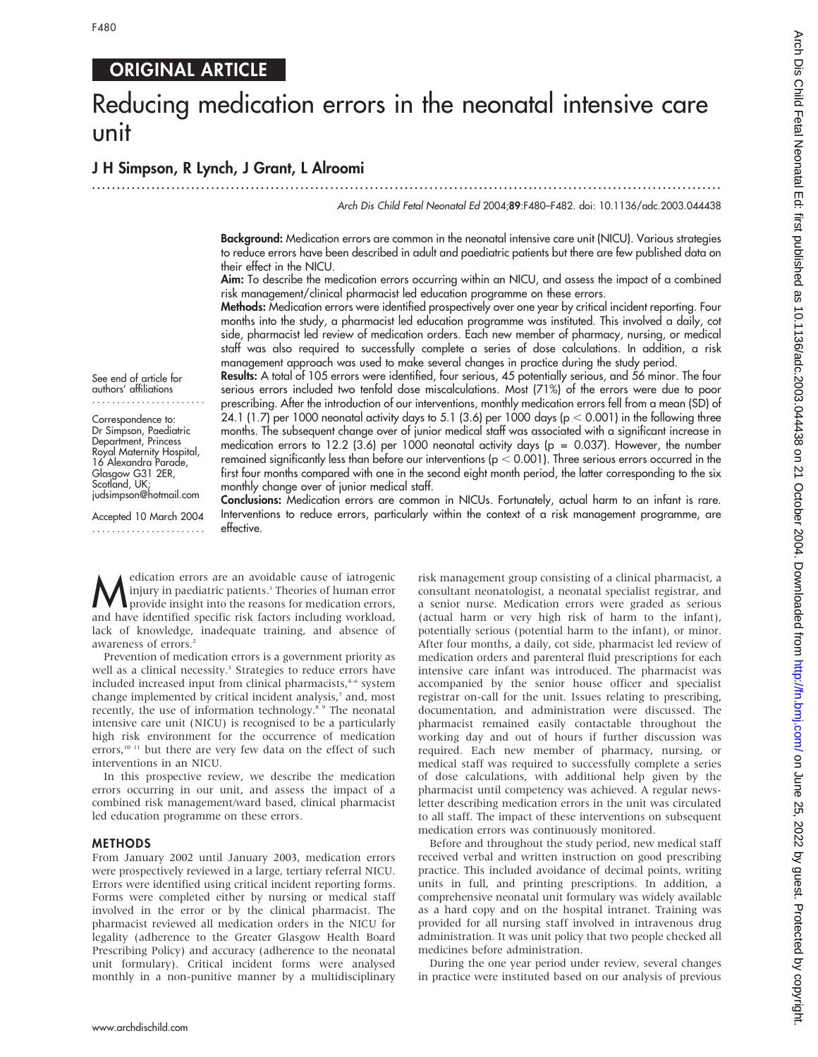ORIGINAL ARTICLE

# Reducing medication errors in the neonatal intensive care unit

**J H Simpson, R Lynch, J Grant, L Alroomi**

Arch Dis Child Fetal Neonatal Ed 2004;89:F480–F482. doi: 10.1136/adc.2003.044438

**Background:** Medication errors are common in the neonatal intensive care unit (NICU). Various strategies to reduce errors have been described in adult and paediatric patients but there are few published data on their effect in the NICU.

**Aim:** To describe the medication errors occurring within an NICU, and assess the impact of a combined risk management/clinical pharmacist led education programme on these errors.

**Methods:** Medication errors were identified prospectively over one year by critical incident reporting. Four months into the study, a pharmacist led education programme was instituted. This involved a daily, cot side, pharmacist led review of medication orders. Each new member of pharmacy, nursing, or medical staff was also required to successfully complete a series of dose calculations. In addition, a risk management approach was used to make several changes in practice during the study period.

**Results:** A total of 105 errors were identified, four serious, 45 potentially serious, and 56 minor. The four serious errors included two tenfold dose miscalculations. Most (71%) of the errors were due to poor prescribing. After the introduction of our interventions, monthly medication errors fell from a mean (SD) of 24.1 (1.7) per 1000 neonatal activity days to 5.1 (3.6) per 1000 days ($p < 0.001$) in the following three months. The subsequent change over of junior medical staff was associated with a significant increase in medication errors to 12.2 (3.6) per 1000 neonatal activity days ($p = 0.037$). However, the number remained significantly less than before our interventions ($p < 0.001$). Three serious errors occurred in the first four months compared with one in the second eight month period, the latter corresponding to the six monthly change over of junior medical staff.

**Conclusions:** Medication errors are common in NICUs. Fortunately, actual harm to an infant is rare. Interventions to reduce errors, particularly within the context of a risk management programme, are effective.

See end of article for authors' affiliations

Correspondence to: Dr Simpson, Paediatric Department, Princess Royal Maternity Hospital, 16 Alexandra Parade, Glasgow G31 2ER, Scotland, UK; judsimpson@hotmail.com

Accepted 10 March 2004

Medication errors are an avoidable cause of iatrogenic injury in paediatric patients.[1] Theories of human error provide insight into the reasons for medication errors, and have identified specific risk factors including workload, lack of knowledge, inadequate training, and absence of awareness of errors.[2]

Prevention of medication errors is a government priority as well as a clinical necessity.[3] Strategies to reduce errors have included increased input from clinical pharmacists,[4–6] system change implemented by critical incident analysis,[7] and, most recently, the use of information technology.[8 9] The neonatal intensive care unit (NICU) is recognised to be a particularly high risk environment for the occurrence of medication errors,[10 11] but there are very few data on the effect of such interventions in an NICU.

In this prospective review, we describe the medication errors occurring in our unit, and assess the impact of a combined risk management/ward based, clinical pharmacist led education programme on these errors.

## METHODS

From January 2002 until January 2003, medication errors were prospectively reviewed in a large, tertiary referral NICU. Errors were identified using critical incident reporting forms. Forms were completed either by nursing or medical staff involved in the error or by the clinical pharmacist. The pharmacist reviewed all medication orders in the NICU for legality (adherence to the Greater Glasgow Health Board Prescribing Policy) and accuracy (adherence to the neonatal unit formulary). Critical incident forms were analysed monthly in a non-punitive manner by a multidisciplinary risk management group consisting of a clinical pharmacist, a consultant neonatologist, a neonatal specialist registrar, and a senior nurse. Medication errors were graded as serious (actual harm or very high risk of harm to the infant), potentially serious (potential harm to the infant), or minor. After four months, a daily, cot side, pharmacist led review of medication orders and parenteral fluid prescriptions for each intensive care infant was introduced. The pharmacist was accompanied by the senior house officer and specialist registrar on-call for the unit. Issues relating to prescribing, documentation, and administration were discussed. The pharmacist remained easily contactable throughout the working day and out of hours if further discussion was required. Each new member of pharmacy, nursing, or medical staff was required to successfully complete a series of dose calculations, with additional help given by the pharmacist until competency was achieved. A regular newsletter describing medication errors in the unit was circulated to all staff. The impact of these interventions on subsequent medication errors was continuously monitored.

Before and throughout the study period, new medical staff received verbal and written instruction on good prescribing practice. This included avoidance of decimal points, writing units in full, and printing prescriptions. In addition, a comprehensive neonatal unit formulary was widely available as a hard copy and on the hospital intranet. Training was provided for all nursing staff involved in intravenous drug administration. It was unit policy that two people checked all medicines before administration.

During the one year period under review, several changes in practice were instituted based on our analysis of previous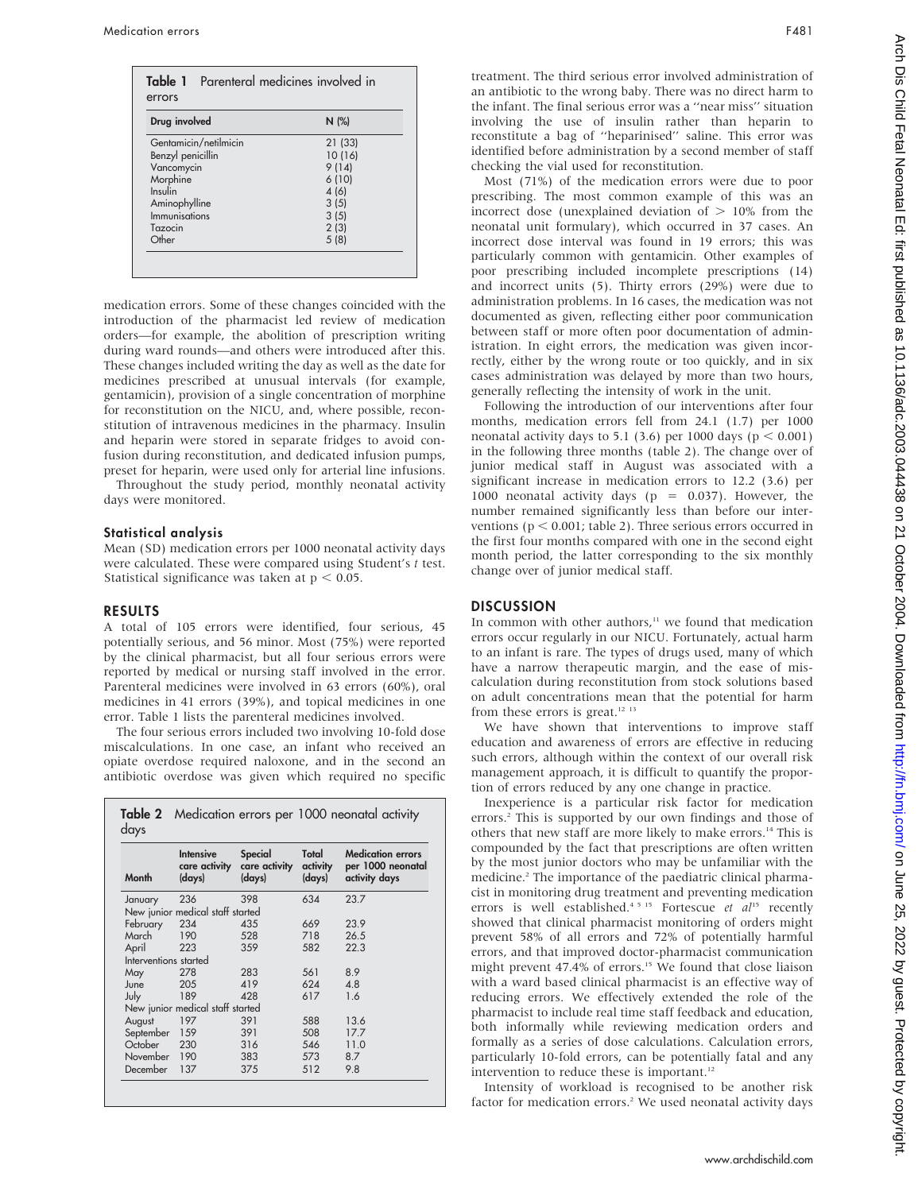**Table 1** Parenteral medicines involved in errors

| Drug involved | N (%) |
| --- | --- |
| Gentamicin/netilmicin | 21 (33) |
| Benzyl penicillin | 10 (16) |
| Vancomycin | 9 (14) |
| Morphine | 6 (10) |
| Insulin | 4 (6) |
| Aminophylline | 3 (5) |
| Immunisations | 3 (5) |
| Tazocin | 2 (3) |
| Other | 5 (8) |

medication errors. Some of these changes coincided with the introduction of the pharmacist led review of medication orders—for example, the abolition of prescription writing during ward rounds—and others were introduced after this. These changes included writing the day as well as the date for medicines prescribed at unusual intervals (for example, gentamicin), provision of a single concentration of morphine for reconstitution on the NICU, and, where possible, reconstitution of intravenous medicines in the pharmacy. Insulin and heparin were stored in separate fridges to avoid confusion during reconstitution, and dedicated infusion pumps, preset for heparin, were used only for arterial line infusions.

Throughout the study period, monthly neonatal activity days were monitored.

### Statistical analysis

Mean (SD) medication errors per 1000 neonatal activity days were calculated. These were compared using Student's *t* test. Statistical significance was taken at $p < 0.05$.

## RESULTS

A total of 105 errors were identified, four serious, 45 potentially serious, and 56 minor. Most (75%) were reported by the clinical pharmacist, but all four serious errors were reported by medical or nursing staff involved in the error. Parenteral medicines were involved in 63 errors (60%), oral medicines in 41 errors (39%), and topical medicines in one error. Table 1 lists the parenteral medicines involved.

The four serious errors included two involving 10-fold dose miscalculations. In one case, an infant who received an opiate overdose required naloxone, and in the second an antibiotic overdose was given which required no specific treatment. The third serious error involved administration of an antibiotic to the wrong baby. There was no direct harm to the infant. The final serious error was a "near miss" situation involving the use of insulin rather than heparin to reconstitute a bag of "heparinised" saline. This error was identified before administration by a second member of staff checking the vial used for reconstitution.

Most (71%) of the medication errors were due to poor prescribing. The most common example of this was an incorrect dose (unexplained deviation of > 10% from the neonatal unit formulary), which occurred in 37 cases. An incorrect dose interval was found in 19 errors; this was particularly common with gentamicin. Other examples of poor prescribing included incomplete prescriptions (14) and incorrect units (5). Thirty errors (29%) were due to administration problems. In 16 cases, the medication was not documented as given, reflecting either poor communication between staff or more often poor documentation of administration. In eight errors, the medication was given incorrectly, either by the wrong route or too quickly, and in six cases administration was delayed by more than two hours, generally reflecting the intensity of work in the unit.

Following the introduction of our interventions after four months, medication errors fell from 24.1 (1.7) per 1000 neonatal activity days to 5.1 (3.6) per 1000 days ($p < 0.001$) in the following three months (table 2). The change over of junior medical staff in August was associated with a significant increase in medication errors to 12.2 (3.6) per 1000 neonatal activity days ($p = 0.037$). However, the number remained significantly less than before our interventions ($p < 0.001$; table 2). Three serious errors occurred in the first four months compared with one in the second eight month period, the latter corresponding to the six monthly change over of junior medical staff.

**Table 2** Medication errors per 1000 neonatal activity days

| Month | Intensive care activity (days) | Special care activity (days) | Total activity (days) | Medication errors per 1000 neonatal activity days |
| --- | --- | --- | --- | --- |
| January | 236 | 398 | 634 | 23.7 |
| New junior medical staff started | | | | |
| February | 234 | 435 | 669 | 23.9 |
| March | 190 | 528 | 718 | 26.5 |
| April | 223 | 359 | 582 | 22.3 |
| Interventions started | | | | |
| May | 278 | 283 | 561 | 8.9 |
| June | 205 | 419 | 624 | 4.8 |
| July | 189 | 428 | 617 | 1.6 |
| New junior medical staff started | | | | |
| August | 197 | 391 | 588 | 13.6 |
| September | 159 | 391 | 508 | 17.7 |
| October | 230 | 316 | 546 | 11.0 |
| November | 190 | 383 | 573 | 8.7 |
| December | 137 | 375 | 512 | 9.8 |

## DISCUSSION

In common with other authors,[11] we found that medication errors occur regularly in our NICU. Fortunately, actual harm to an infant is rare. The types of drugs used, many of which have a narrow therapeutic margin, and the ease of miscalculation during reconstitution from stock solutions based on adult concentrations mean that the potential for harm from these errors is great.[12 13]

We have shown that interventions to improve staff education and awareness of errors are effective in reducing such errors, although within the context of our overall risk management approach, it is difficult to quantify the proportion of errors reduced by any one change in practice.

Inexperience is a particular risk factor for medication errors.[2] This is supported by our own findings and those of others that new staff are more likely to make errors.[14] This is compounded by the fact that prescriptions are often written by the most junior doctors who may be unfamiliar with the medicine.[2] The importance of the paediatric clinical pharmacist in monitoring drug treatment and preventing medication errors is well established.[4 5 15] Fortescue *et al*[15] recently showed that clinical pharmacist monitoring of orders might prevent 58% of all errors and 72% of potentially harmful errors, and that improved doctor-pharmacist communication might prevent 47.4% of errors.[15] We found that close liaison with a ward based clinical pharmacist is an effective way of reducing errors. We effectively extended the role of the pharmacist to include real time staff feedback and education, both informally while reviewing medication orders and formally as a series of dose calculations. Calculation errors, particularly 10-fold errors, can be potentially fatal and any intervention to reduce these is important.[12]

Intensity of workload is recognised to be another risk factor for medication errors.[2] We used neonatal activity days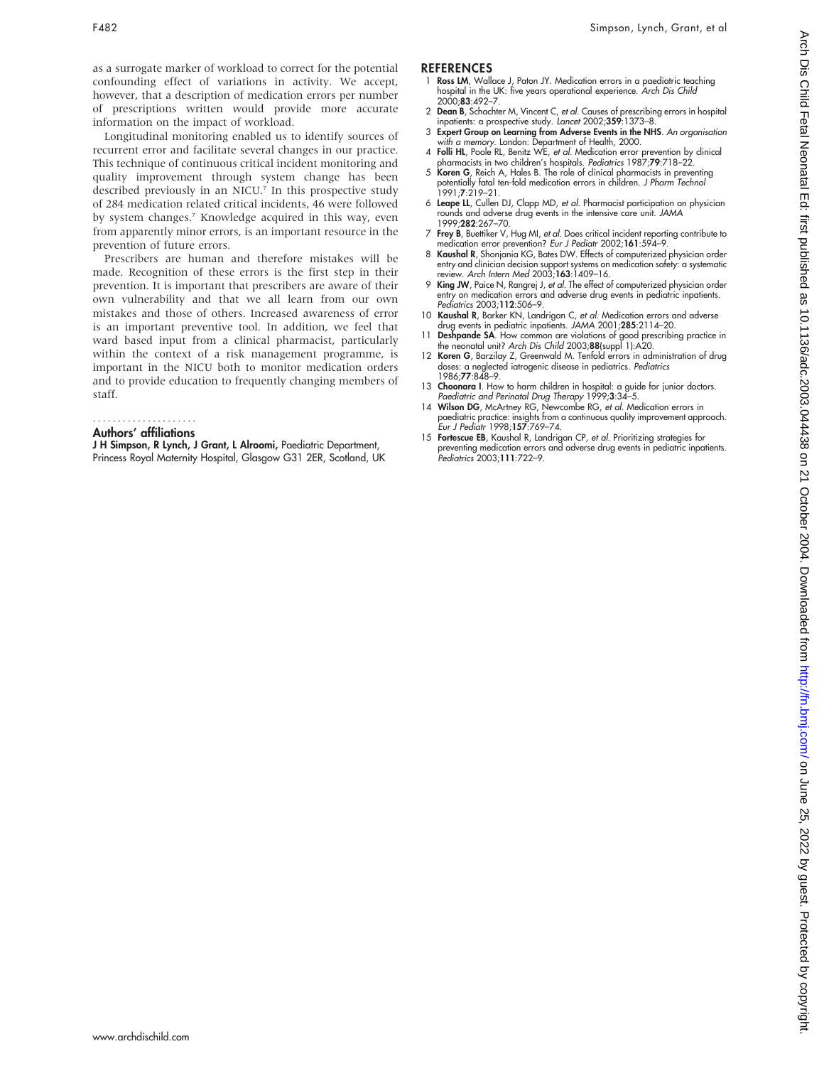as a surrogate marker of workload to correct for the potential confounding effect of variations in activity. We accept, however, that a description of medication errors per number of prescriptions written would provide more accurate information on the impact of workload.

Longitudinal monitoring enabled us to identify sources of recurrent error and facilitate several changes in our practice. This technique of continuous critical incident monitoring and quality improvement through system change has been described previously in an NICU.[7] In this prospective study of 284 medication related critical incidents, 46 were followed by system changes.[7] Knowledge acquired in this way, even from apparently minor errors, is an important resource in the prevention of future errors.

Prescribers are human and therefore mistakes will be made. Recognition of these errors is the first step in their prevention. It is important that prescribers are aware of their own vulnerability and that we all learn from our own mistakes and those of others. Increased awareness of error is an important preventive tool. In addition, we feel that ward based input from a clinical pharmacist, particularly within the context of a risk management programme, is important in the NICU both to monitor medication orders and to provide education to frequently changing members of staff.

## Authors' affiliations

**J H Simpson, R Lynch, J Grant, L Alroomi,** Paediatric Department, Princess Royal Maternity Hospital, Glasgow G31 2ER, Scotland, UK

## REFERENCES

1. **Ross LM**, Wallace J, Paton JY. Medication errors in a paediatric teaching hospital in the UK: five years operational experience. *Arch Dis Child* 2000;**83**:492–7.
2. **Dean B**, Schachter M, Vincent C, *et al*. Causes of prescribing errors in hospital inpatients: a prospective study. *Lancet* 2002;**359**:1373–8.
3. **Expert Group on Learning from Adverse Events in the NHS**. *An organisation with a memory*. London: Department of Health, 2000.
4. **Folli HL**, Poole RL, Benitz WE, *et al*. Medication error prevention by clinical pharmacists in two children's hospitals. *Pediatrics* 1987;**79**:718–22.
5. **Koren G**, Reich A, Hales B. The role of clinical pharmacists in preventing potentially fatal ten-fold medication errors in children. *J Pharm Technol* 1991;**7**:219–21.
6. **Leape LL**, Cullen DJ, Clapp MD, *et al*. Pharmacist participation on physician rounds and adverse drug events in the intensive care unit. *JAMA* 1999;**282**:267–70.
7. **Frey B**, Buettiker V, Hug MI, *et al*. Does critical incident reporting contribute to medication error prevention? *Eur J Pediatr* 2002;**161**:594–9.
8. **Kaushal R**, Shonjania KG, Bates DW. Effects of computerized physician order entry and clinician decision support systems on medication safety: a systematic review. *Arch Intern Med* 2003;**163**:1409–16.
9. **King JW**, Paice N, Rangrej J, *et al*. The effect of computerized physician order entry on medication errors and adverse drug events in pediatric inpatients. *Pediatrics* 2003;**112**:506–9.
10. **Kaushal R**, Barker KN, Landrigan C, *et al*. Medication errors and adverse drug events in pediatric inpatients. *JAMA* 2001;**285**:2114–20.
11. **Deshpande SA**. How common are violations of good prescribing practice in the neonatal unit? *Arch Dis Child* 2003;**88**(suppl 1):A20.
12. **Koren G**, Barzilay Z, Greenwald M. Tenfold errors in administration of drug doses: a neglected iatrogenic disease in pediatrics. *Pediatrics* 1986;**77**:848–9.
13. **Choonara I**. How to harm children in hospital: a guide for junior doctors. *Paediatric and Perinatal Drug Therapy* 1999;**3**:34–5.
14. **Wilson DG**, McArtney RG, Newcombe RG, *et al*. Medication errors in paediatric practice: insights from a continuous quality improvement approach. *Eur J Pediatr* 1998;**157**:769–74.
15. **Fortescue EB**, Kaushal R, Landrigan CP, *et al*. Prioritizing strategies for preventing medication errors and adverse drug events in pediatric inpatients. *Pediatrics* 2003;**111**:722–9.